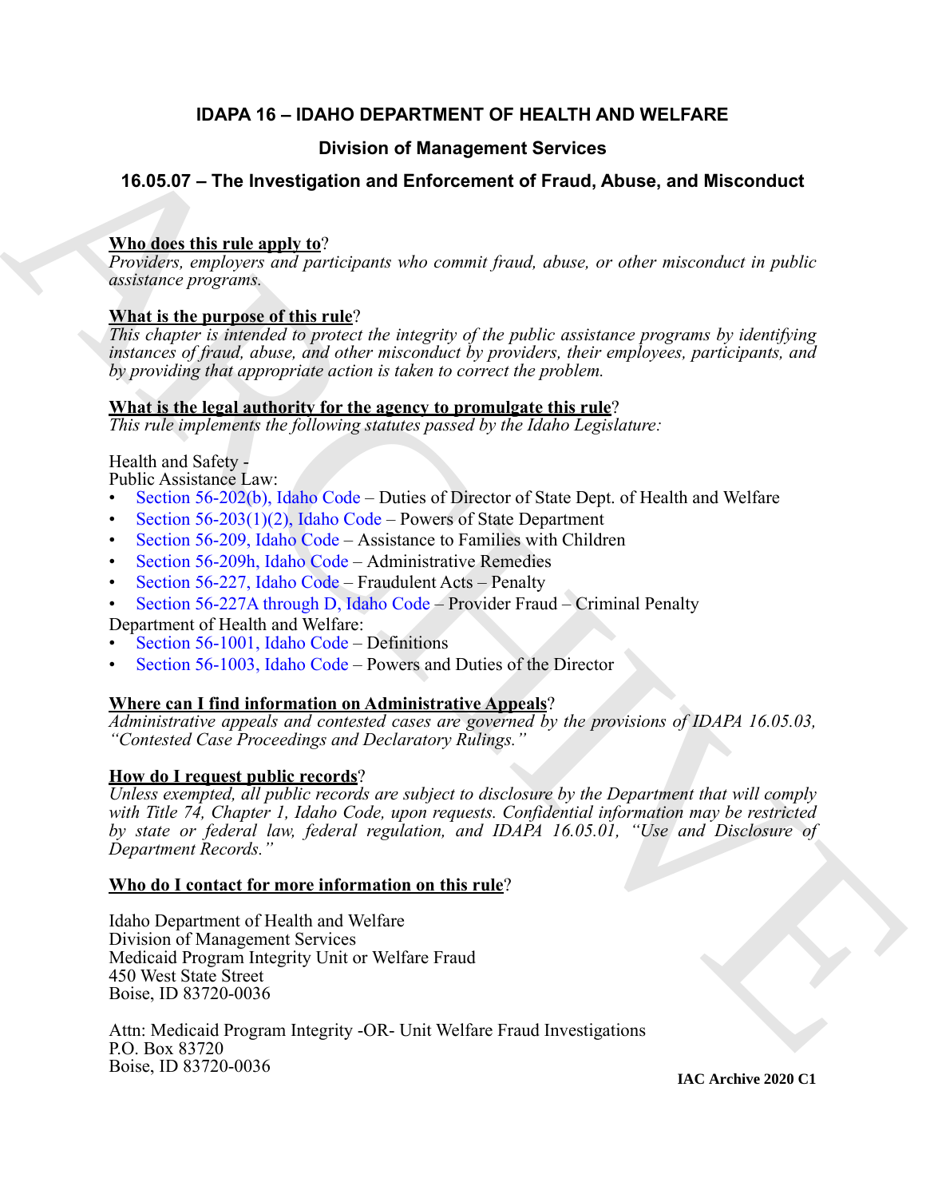# IDAPA 16 – IDAHO DEPARTMENT OF HEALTH AND WELFARE

## Division of Management Services

## 16.05.07 – The Investigation and Enforcement of Fraud, Abuse, and Misconduct

**Who does this rule apply to**?

*Providers, employers and participants who commit fraud, abuse, or other misconduct in public assistance programs.*

**What is the purpose of this rule**?

*This chapter is intended to protect the integrity of the public assistance programs by identifying instances of fraud, abuse, and other misconduct by providers, their employees, participants, and by providing that appropriate action is taken to correct the problem.*

**What is the legal authority for the agency to promulgate this rule**?

*This rule implements the following statutes passed by the Idaho Legislature:*

Health and Safety -
Public Assistance Law:

- Section 56-202(b), Idaho Code – Duties of Director of State Dept. of Health and Welfare
- Section 56-203(1)(2), Idaho Code – Powers of State Department
- Section 56-209, Idaho Code – Assistance to Families with Children
- Section 56-209h, Idaho Code – Administrative Remedies
- Section 56-227, Idaho Code – Fraudulent Acts – Penalty
- Section 56-227A through D, Idaho Code – Provider Fraud – Criminal Penalty

Department of Health and Welfare:

- Section 56-1001, Idaho Code – Definitions
- Section 56-1003, Idaho Code – Powers and Duties of the Director

**Where can I find information on Administrative Appeals**?

*Administrative appeals and contested cases are governed by the provisions of IDAPA 16.05.03, "Contested Case Proceedings and Declaratory Rulings."*

**How do I request public records**?

*Unless exempted, all public records are subject to disclosure by the Department that will comply with Title 74, Chapter 1, Idaho Code, upon requests. Confidential information may be restricted by state or federal law, federal regulation, and IDAPA 16.05.01, "Use and Disclosure of Department Records."*

**Who do I contact for more information on this rule**?

Idaho Department of Health and Welfare
Division of Management Services
Medicaid Program Integrity Unit or Welfare Fraud
450 West State Street
Boise, ID 83720-0036

Attn: Medicaid Program Integrity -OR- Unit Welfare Fraud Investigations
P.O. Box 83720
Boise, ID 83720-0036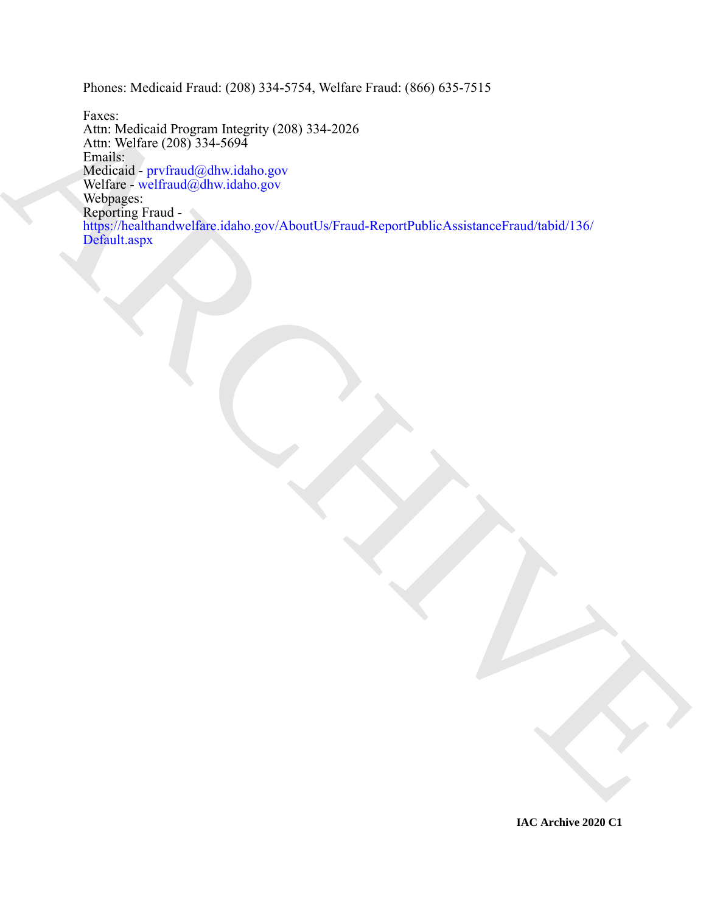Phones: Medicaid Fraud: (208) 334-5754, Welfare Fraud: (866) 635-7515

Faxes:
Attn: Medicaid Program Integrity (208) 334-2026
Attn: Welfare (208) 334-5694
Emails:
Medicaid - prvfraud@dhw.idaho.gov
Welfare - welfraud@dhw.idaho.gov
Webpages:
Reporting Fraud -
https://healthandwelfare.idaho.gov/AboutUs/Fraud-ReportPublicAssistanceFraud/tabid/136/Default.aspx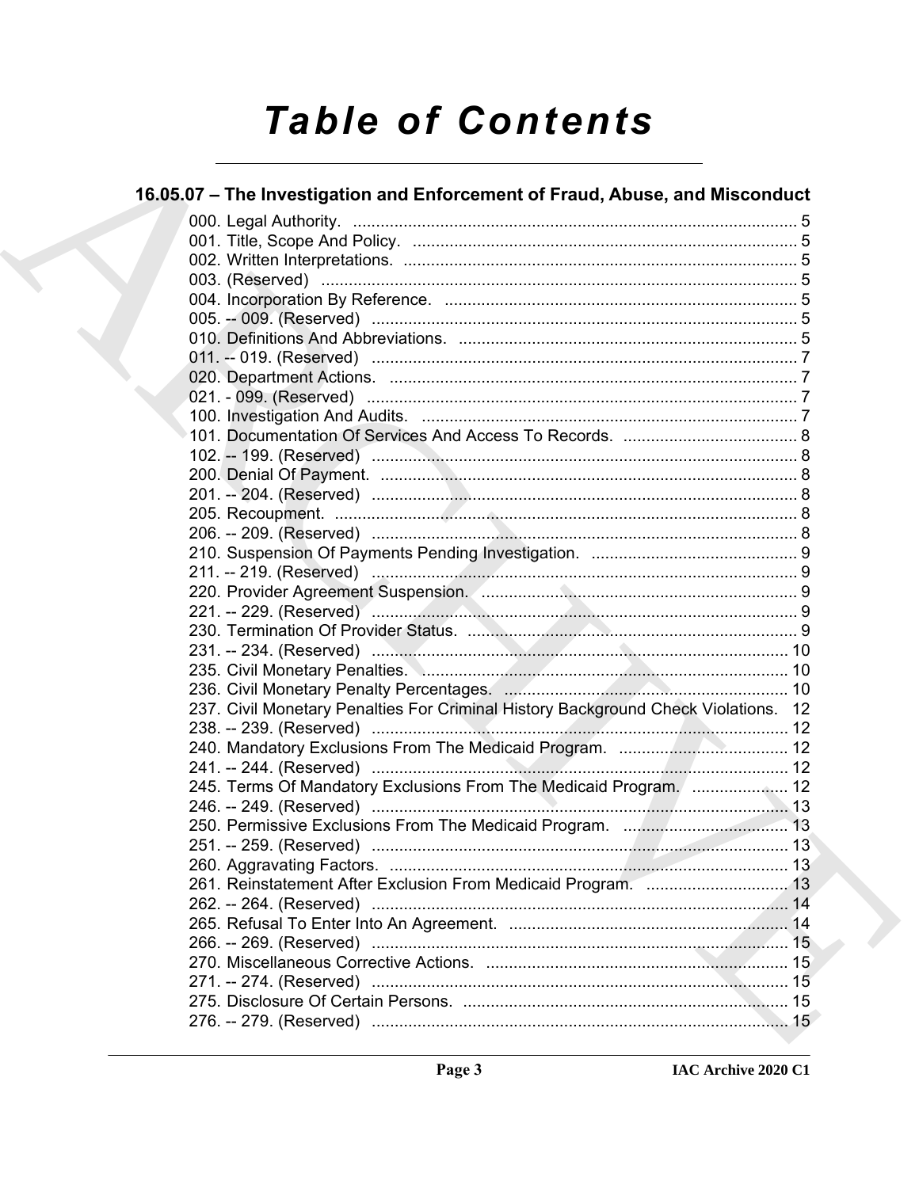# Table of Contents

## 16.05.07 – The Investigation and Enforcement of Fraud, Abuse, and Misconduct

000. Legal Authority. ..... 5
001. Title, Scope And Policy. ..... 5
002. Written Interpretations. ..... 5
003. (Reserved) ..... 5
004. Incorporation By Reference. ..... 5
005. -- 009. (Reserved) ..... 5
010. Definitions And Abbreviations. ..... 5
011. -- 019. (Reserved) ..... 7
020. Department Actions. ..... 7
021. - 099. (Reserved) ..... 7
100. Investigation And Audits. ..... 7
101. Documentation Of Services And Access To Records. ..... 8
102. -- 199. (Reserved) ..... 8
200. Denial Of Payment. ..... 8
201. -- 204. (Reserved) ..... 8
205. Recoupment. ..... 8
206. -- 209. (Reserved) ..... 8
210. Suspension Of Payments Pending Investigation. ..... 9
211. -- 219. (Reserved) ..... 9
220. Provider Agreement Suspension. ..... 9
221. -- 229. (Reserved) ..... 9
230. Termination Of Provider Status. ..... 9
231. -- 234. (Reserved) ..... 10
235. Civil Monetary Penalties. ..... 10
236. Civil Monetary Penalty Percentages. ..... 10
237. Civil Monetary Penalties For Criminal History Background Check Violations. ..... 12
238. -- 239. (Reserved) ..... 12
240. Mandatory Exclusions From The Medicaid Program. ..... 12
241. -- 244. (Reserved) ..... 12
245. Terms Of Mandatory Exclusions From The Medicaid Program. ..... 12
246. -- 249. (Reserved) ..... 13
250. Permissive Exclusions From The Medicaid Program. ..... 13
251. -- 259. (Reserved) ..... 13
260. Aggravating Factors. ..... 13
261. Reinstatement After Exclusion From Medicaid Program. ..... 13
262. -- 264. (Reserved) ..... 14
265. Refusal To Enter Into An Agreement. ..... 14
266. -- 269. (Reserved) ..... 15
270. Miscellaneous Corrective Actions. ..... 15
271. -- 274. (Reserved) ..... 15
275. Disclosure Of Certain Persons. ..... 15
276. -- 279. (Reserved) ..... 15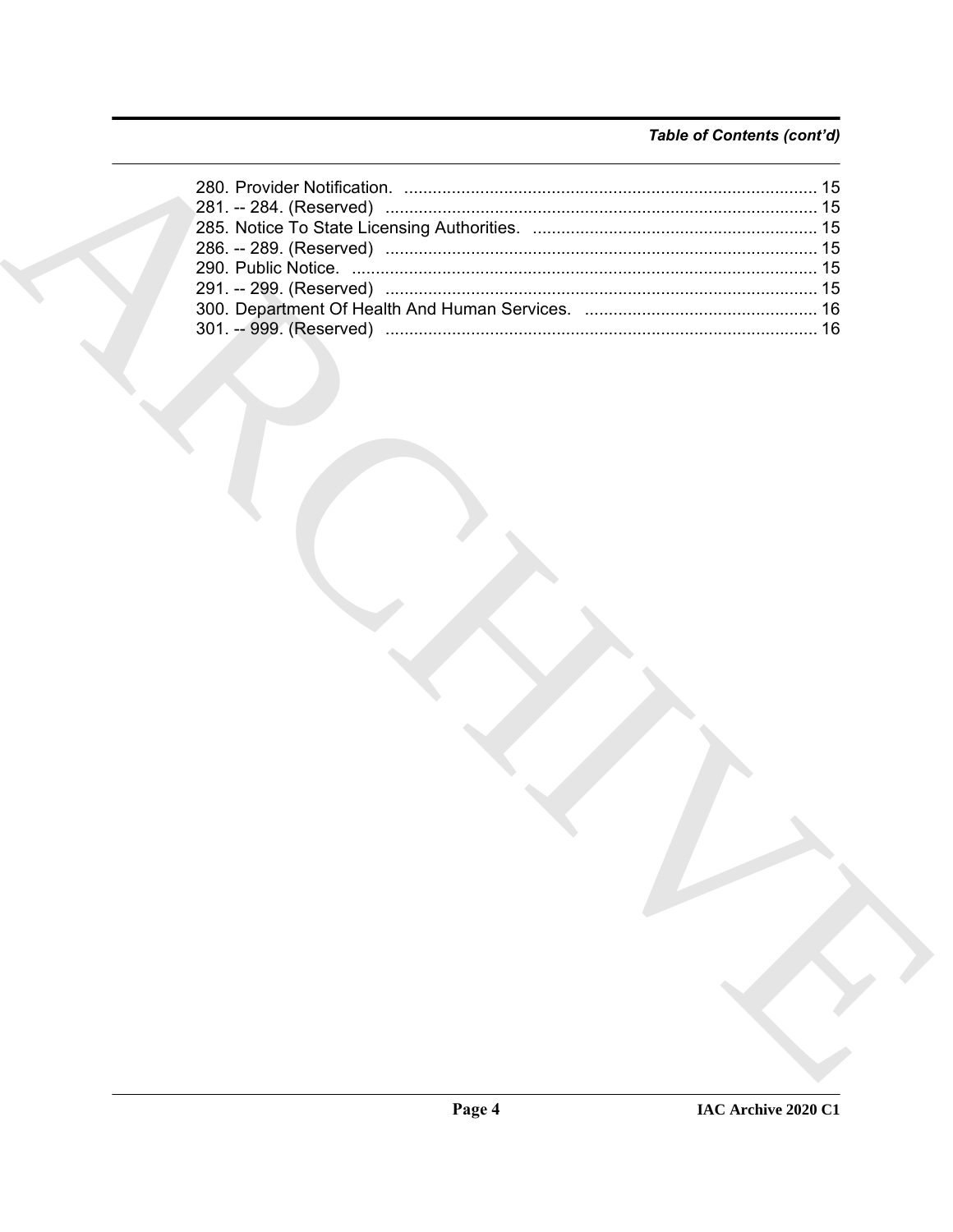*Table of Contents (cont'd)*

280. Provider Notification. ........................................................................................ 15
281. -- 284. (Reserved) ........................................................................................... 15
285. Notice To State Licensing Authorities. ............................................................ 15
286. -- 289. (Reserved) ........................................................................................... 15
290. Public Notice. .................................................................................................. 15
291. -- 299. (Reserved) ........................................................................................... 15
300. Department Of Health And Human Services. .................................................. 16
301. -- 999. (Reserved) ........................................................................................... 16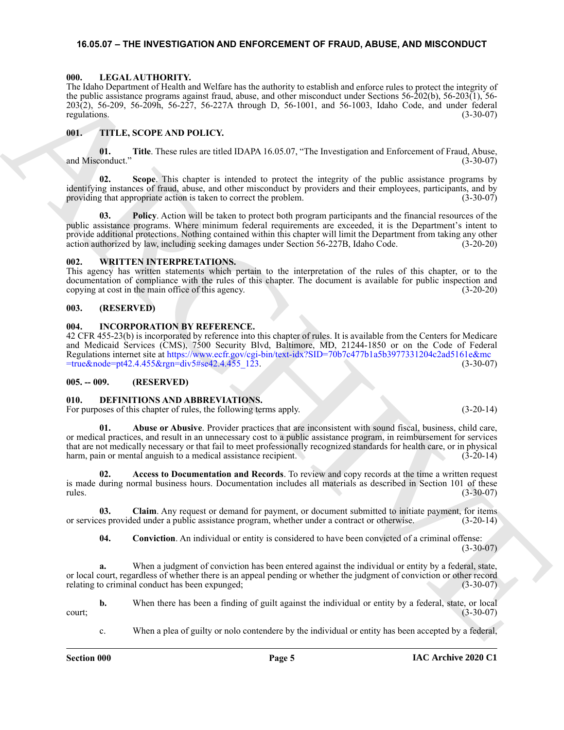## 16.05.07 – THE INVESTIGATION AND ENFORCEMENT OF FRAUD, ABUSE, AND MISCONDUCT

### 000. LEGAL AUTHORITY.

The Idaho Department of Health and Welfare has the authority to establish and enforce rules to protect the integrity of the public assistance programs against fraud, abuse, and other misconduct under Sections 56-202(b), 56-203(1), 56-203(2), 56-209, 56-209h, 56-227, 56-227A through D, 56-1001, and 56-1003, Idaho Code, and under federal regulations. (3-30-07)

### 001. TITLE, SCOPE AND POLICY.

**01. Title**. These rules are titled IDAPA 16.05.07, "The Investigation and Enforcement of Fraud, Abuse, and Misconduct." (3-30-07)

**02. Scope**. This chapter is intended to protect the integrity of the public assistance programs by identifying instances of fraud, abuse, and other misconduct by providers and their employees, participants, and by providing that appropriate action is taken to correct the problem. (3-30-07)

**03. Policy**. Action will be taken to protect both program participants and the financial resources of the public assistance programs. Where minimum federal requirements are exceeded, it is the Department's intent to provide additional protections. Nothing contained within this chapter will limit the Department from taking any other action authorized by law, including seeking damages under Section 56-227B, Idaho Code. (3-20-20)

### 002. WRITTEN INTERPRETATIONS.

This agency has written statements which pertain to the interpretation of the rules of this chapter, or to the documentation of compliance with the rules of this chapter. The document is available for public inspection and copying at cost in the main office of this agency. (3-20-20)

### 003. (RESERVED)

### 004. INCORPORATION BY REFERENCE.

42 CFR 455-23(b) is incorporated by reference into this chapter of rules. It is available from the Centers for Medicare and Medicaid Services (CMS), 7500 Security Blvd, Baltimore, MD, 21244-1850 or on the Code of Federal Regulations internet site at https://www.ecfr.gov/cgi-bin/text-idx?SID=70b7c477b1a5b3977331204c2ad5161e&mc=true&node=pt42.4.455&rgn=div5#se42.4.455_123. (3-30-07)

### 005. -- 009. (RESERVED)

### 010. DEFINITIONS AND ABBREVIATIONS.

For purposes of this chapter of rules, the following terms apply. (3-20-14)

**01. Abuse or Abusive**. Provider practices that are inconsistent with sound fiscal, business, child care, or medical practices, and result in an unnecessary cost to a public assistance program, in reimbursement for services that are not medically necessary or that fail to meet professionally recognized standards for health care, or in physical harm, pain or mental anguish to a medical assistance recipient. (3-20-14)

**02. Access to Documentation and Records**. To review and copy records at the time a written request is made during normal business hours. Documentation includes all materials as described in Section 101 of these rules. (3-30-07)

**03. Claim**. Any request or demand for payment, or document submitted to initiate payment, for items or services provided under a public assistance program, whether under a contract or otherwise. (3-20-14)

**04. Conviction**. An individual or entity is considered to have been convicted of a criminal offense: (3-30-07)

**a.** When a judgment of conviction has been entered against the individual or entity by a federal, state, or local court, regardless of whether there is an appeal pending or whether the judgment of conviction or other record relating to criminal conduct has been expunged; (3-30-07)

**b.** When there has been a finding of guilt against the individual or entity by a federal, state, or local court; (3-30-07)

c. When a plea of guilty or nolo contendere by the individual or entity has been accepted by a federal,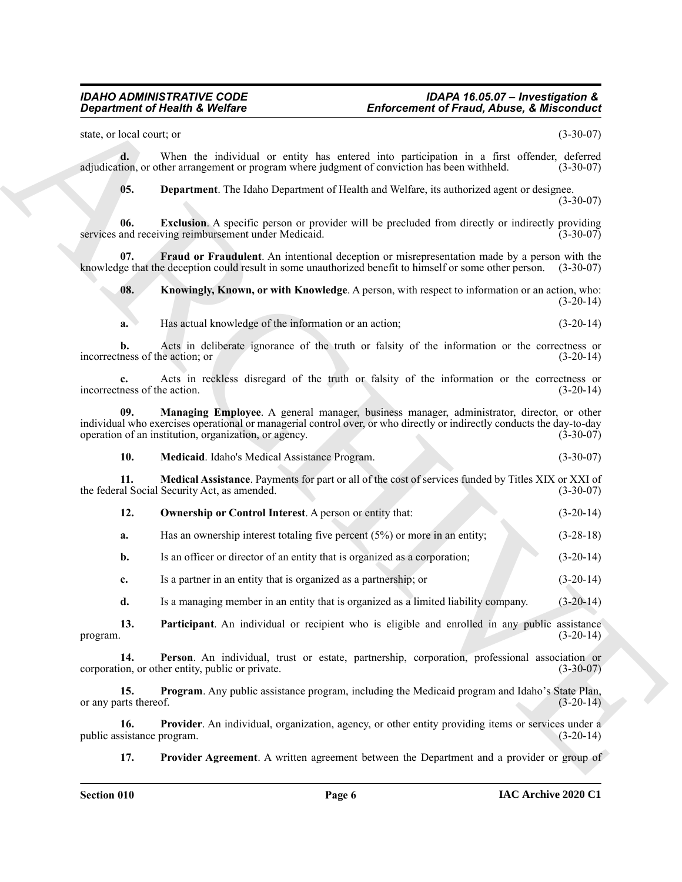state, or local court; or (3-30-07)

**d.** When the individual or entity has entered into participation in a first offender, deferred adjudication, or other arrangement or program where judgment of conviction has been withheld. (3-30-07)

**05. Department**. The Idaho Department of Health and Welfare, its authorized agent or designee. (3-30-07)

**06. Exclusion**. A specific person or provider will be precluded from directly or indirectly providing services and receiving reimbursement under Medicaid. (3-30-07)

**07. Fraud or Fraudulent**. An intentional deception or misrepresentation made by a person with the knowledge that the deception could result in some unauthorized benefit to himself or some other person. (3-30-07)

**08. Knowingly, Known, or with Knowledge**. A person, with respect to information or an action, who: (3-20-14)

**a.** Has actual knowledge of the information or an action; (3-20-14)

**b.** Acts in deliberate ignorance of the truth or falsity of the information or the correctness or incorrectness of the action; or (3-20-14)

**c.** Acts in reckless disregard of the truth or falsity of the information or the correctness or incorrectness of the action. (3-20-14)

**09. Managing Employee**. A general manager, business manager, administrator, director, or other individual who exercises operational or managerial control over, or who directly or indirectly conducts the day-to-day operation of an institution, organization, or agency. (3-30-07)

**10. Medicaid**. Idaho's Medical Assistance Program. (3-30-07)

**11. Medical Assistance**. Payments for part or all of the cost of services funded by Titles XIX or XXI of the federal Social Security Act, as amended. (3-30-07)

**12. Ownership or Control Interest**. A person or entity that: (3-20-14)

**a.** Has an ownership interest totaling five percent (5%) or more in an entity; (3-28-18)

**b.** Is an officer or director of an entity that is organized as a corporation; (3-20-14)

**c.** Is a partner in an entity that is organized as a partnership; or (3-20-14)

**d.** Is a managing member in an entity that is organized as a limited liability company. (3-20-14)

**13. Participant**. An individual or recipient who is eligible and enrolled in any public assistance program. (3-20-14)

**14. Person**. An individual, trust or estate, partnership, corporation, professional association or corporation, or other entity, public or private. (3-30-07)

**15. Program**. Any public assistance program, including the Medicaid program and Idaho's State Plan, or any parts thereof. (3-20-14)

**16. Provider**. An individual, organization, agency, or other entity providing items or services under a public assistance program. (3-20-14)

**17. Provider Agreement**. A written agreement between the Department and a provider or group of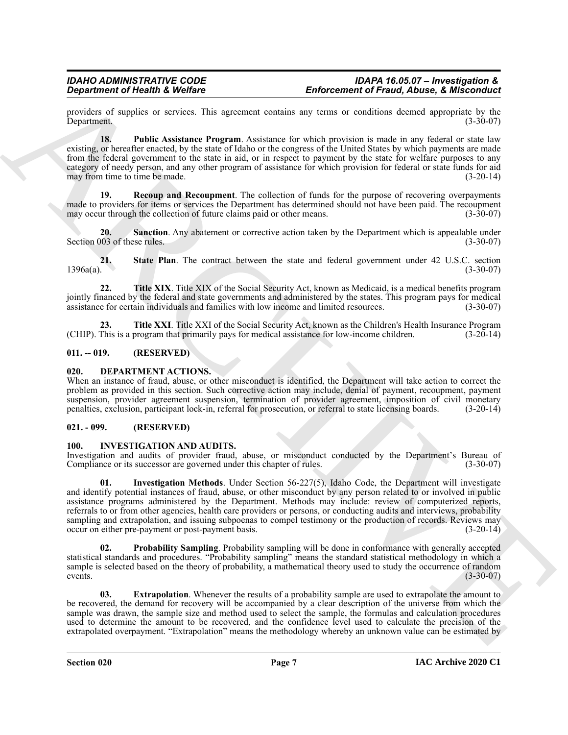providers of supplies or services. This agreement contains any terms or conditions deemed appropriate by the Department. (3-30-07)

**18. Public Assistance Program**. Assistance for which provision is made in any federal or state law existing, or hereafter enacted, by the state of Idaho or the congress of the United States by which payments are made from the federal government to the state in aid, or in respect to payment by the state for welfare purposes to any category of needy person, and any other program of assistance for which provision for federal or state funds for aid may from time to time be made. (3-20-14)

**19. Recoup and Recoupment**. The collection of funds for the purpose of recovering overpayments made to providers for items or services the Department has determined should not have been paid. The recoupment may occur through the collection of future claims paid or other means. (3-30-07)

**20. Sanction**. Any abatement or corrective action taken by the Department which is appealable under Section 003 of these rules. (3-30-07)

**21. State Plan**. The contract between the state and federal government under 42 U.S.C. section 1396a(a). (3-30-07)

**22. Title XIX**. Title XIX of the Social Security Act, known as Medicaid, is a medical benefits program jointly financed by the federal and state governments and administered by the states. This program pays for medical assistance for certain individuals and families with low income and limited resources. (3-30-07)

**23. Title XXI**. Title XXI of the Social Security Act, known as the Children's Health Insurance Program (CHIP). This is a program that primarily pays for medical assistance for low-income children. (3-20-14)

### 011. -- 019. (RESERVED)

### 020. DEPARTMENT ACTIONS.

When an instance of fraud, abuse, or other misconduct is identified, the Department will take action to correct the problem as provided in this section. Such corrective action may include, denial of payment, recoupment, payment suspension, provider agreement suspension, termination of provider agreement, imposition of civil monetary penalties, exclusion, participant lock-in, referral for prosecution, or referral to state licensing boards. (3-20-14)

### 021. - 099. (RESERVED)

### 100. INVESTIGATION AND AUDITS.

Investigation and audits of provider fraud, abuse, or misconduct conducted by the Department's Bureau of Compliance or its successor are governed under this chapter of rules. (3-30-07)

**01. Investigation Methods**. Under Section 56-227(5), Idaho Code, the Department will investigate and identify potential instances of fraud, abuse, or other misconduct by any person related to or involved in public assistance programs administered by the Department. Methods may include: review of computerized reports, referrals to or from other agencies, health care providers or persons, or conducting audits and interviews, probability sampling and extrapolation, and issuing subpoenas to compel testimony or the production of records. Reviews may occur on either pre-payment or post-payment basis. (3-20-14)

**02. Probability Sampling**. Probability sampling will be done in conformance with generally accepted statistical standards and procedures. "Probability sampling" means the standard statistical methodology in which a sample is selected based on the theory of probability, a mathematical theory used to study the occurrence of random events. (3-30-07)

**03. Extrapolation**. Whenever the results of a probability sample are used to extrapolate the amount to be recovered, the demand for recovery will be accompanied by a clear description of the universe from which the sample was drawn, the sample size and method used to select the sample, the formulas and calculation procedures used to determine the amount to be recovered, and the confidence level used to calculate the precision of the extrapolated overpayment. "Extrapolation" means the methodology whereby an unknown value can be estimated by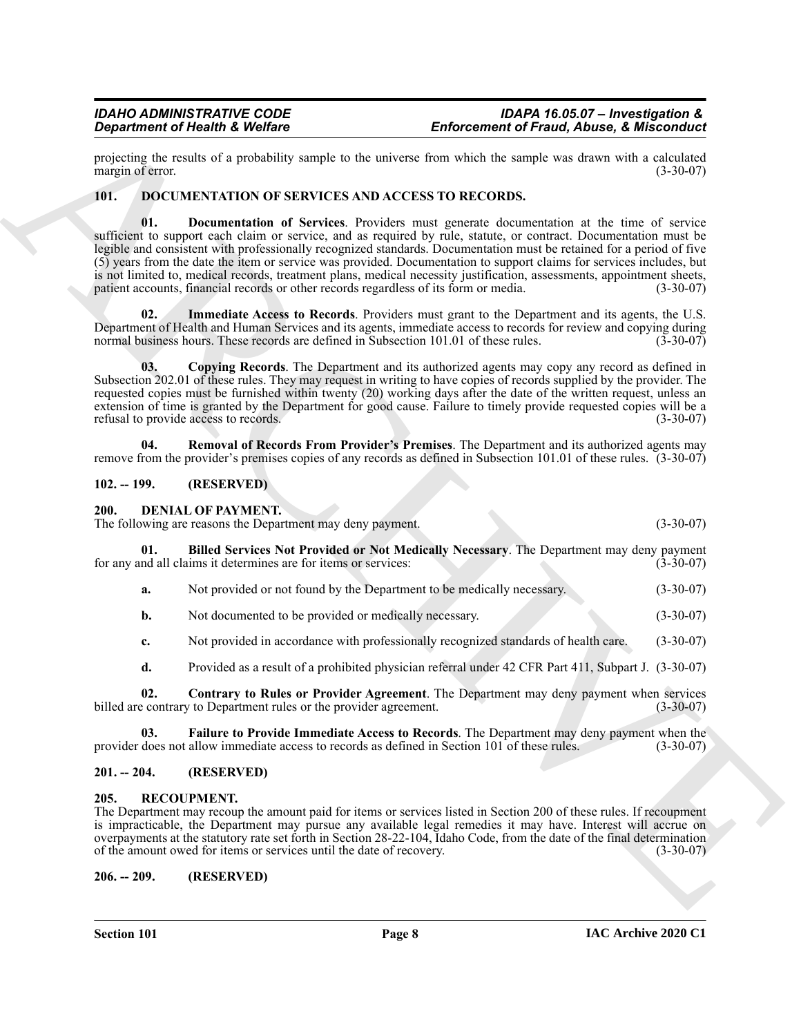projecting the results of a probability sample to the universe from which the sample was drawn with a calculated margin of error. (3-30-07)

## 101. DOCUMENTATION OF SERVICES AND ACCESS TO RECORDS.

**01. Documentation of Services**. Providers must generate documentation at the time of service sufficient to support each claim or service, and as required by rule, statute, or contract. Documentation must be legible and consistent with professionally recognized standards. Documentation must be retained for a period of five (5) years from the date the item or service was provided. Documentation to support claims for services includes, but is not limited to, medical records, treatment plans, medical necessity justification, assessments, appointment sheets, patient accounts, financial records or other records regardless of its form or media. (3-30-07)

**02. Immediate Access to Records**. Providers must grant to the Department and its agents, the U.S. Department of Health and Human Services and its agents, immediate access to records for review and copying during normal business hours. These records are defined in Subsection 101.01 of these rules. (3-30-07)

**03. Copying Records**. The Department and its authorized agents may copy any record as defined in Subsection 202.01 of these rules. They may request in writing to have copies of records supplied by the provider. The requested copies must be furnished within twenty (20) working days after the date of the written request, unless an extension of time is granted by the Department for good cause. Failure to timely provide requested copies will be a refusal to provide access to records. (3-30-07)

**04. Removal of Records From Provider's Premises**. The Department and its authorized agents may remove from the provider's premises copies of any records as defined in Subsection 101.01 of these rules. (3-30-07)

## 102. -- 199. (RESERVED)

## 200. DENIAL OF PAYMENT.

The following are reasons the Department may deny payment. (3-30-07)

**01. Billed Services Not Provided or Not Medically Necessary**. The Department may deny payment for any and all claims it determines are for items or services: (3-30-07)

**a.** Not provided or not found by the Department to be medically necessary. (3-30-07)

**b.** Not documented to be provided or medically necessary. (3-30-07)

**c.** Not provided in accordance with professionally recognized standards of health care. (3-30-07)

**d.** Provided as a result of a prohibited physician referral under 42 CFR Part 411, Subpart J. (3-30-07)

**02. Contrary to Rules or Provider Agreement**. The Department may deny payment when services billed are contrary to Department rules or the provider agreement. (3-30-07)

**03. Failure to Provide Immediate Access to Records**. The Department may deny payment when the provider does not allow immediate access to records as defined in Section 101 of these rules. (3-30-07)

## 201. -- 204. (RESERVED)

## 205. RECOUPMENT.

The Department may recoup the amount paid for items or services listed in Section 200 of these rules. If recoupment is impracticable, the Department may pursue any available legal remedies it may have. Interest will accrue on overpayments at the statutory rate set forth in Section 28-22-104, Idaho Code, from the date of the final determination of the amount owed for items or services until the date of recovery. (3-30-07)

## 206. -- 209. (RESERVED)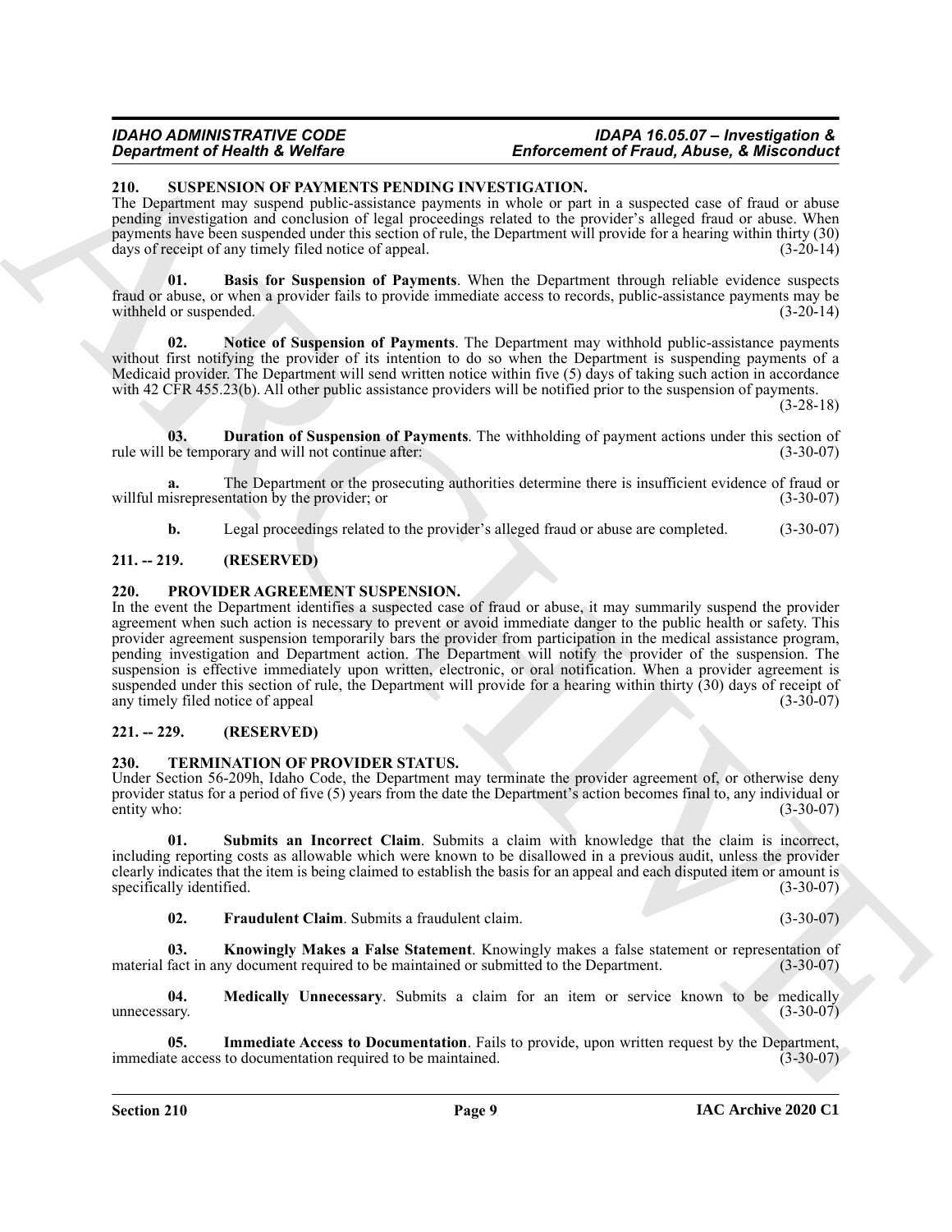### 210. SUSPENSION OF PAYMENTS PENDING INVESTIGATION.

The Department may suspend public-assistance payments in whole or part in a suspected case of fraud or abuse pending investigation and conclusion of legal proceedings related to the provider's alleged fraud or abuse. When payments have been suspended under this section of rule, the Department will provide for a hearing within thirty (30) days of receipt of any timely filed notice of appeal. (3-20-14)

**01. Basis for Suspension of Payments**. When the Department through reliable evidence suspects fraud or abuse, or when a provider fails to provide immediate access to records, public-assistance payments may be withheld or suspended. (3-20-14)

**02. Notice of Suspension of Payments**. The Department may withhold public-assistance payments without first notifying the provider of its intention to do so when the Department is suspending payments of a Medicaid provider. The Department will send written notice within five (5) days of taking such action in accordance with 42 CFR 455.23(b). All other public assistance providers will be notified prior to the suspension of payments. (3-28-18)

**03. Duration of Suspension of Payments**. The withholding of payment actions under this section of rule will be temporary and will not continue after: (3-30-07)

**a.** The Department or the prosecuting authorities determine there is insufficient evidence of fraud or willful misrepresentation by the provider; or (3-30-07)

**b.** Legal proceedings related to the provider's alleged fraud or abuse are completed. (3-30-07)

### 211. -- 219. (RESERVED)

### 220. PROVIDER AGREEMENT SUSPENSION.

In the event the Department identifies a suspected case of fraud or abuse, it may summarily suspend the provider agreement when such action is necessary to prevent or avoid immediate danger to the public health or safety. This provider agreement suspension temporarily bars the provider from participation in the medical assistance program, pending investigation and Department action. The Department will notify the provider of the suspension. The suspension is effective immediately upon written, electronic, or oral notification. When a provider agreement is suspended under this section of rule, the Department will provide for a hearing within thirty (30) days of receipt of any timely filed notice of appeal (3-30-07)

### 221. -- 229. (RESERVED)

### 230. TERMINATION OF PROVIDER STATUS.

Under Section 56-209h, Idaho Code, the Department may terminate the provider agreement of, or otherwise deny provider status for a period of five (5) years from the date the Department's action becomes final to, any individual or entity who: (3-30-07)

**01. Submits an Incorrect Claim**. Submits a claim with knowledge that the claim is incorrect, including reporting costs as allowable which were known to be disallowed in a previous audit, unless the provider clearly indicates that the item is being claimed to establish the basis for an appeal and each disputed item or amount is specifically identified. (3-30-07)

**02. Fraudulent Claim**. Submits a fraudulent claim. (3-30-07)

**03. Knowingly Makes a False Statement**. Knowingly makes a false statement or representation of material fact in any document required to be maintained or submitted to the Department. (3-30-07)

**04. Medically Unnecessary**. Submits a claim for an item or service known to be medically unnecessary. (3-30-07)

**05. Immediate Access to Documentation**. Fails to provide, upon written request by the Department, immediate access to documentation required to be maintained. (3-30-07)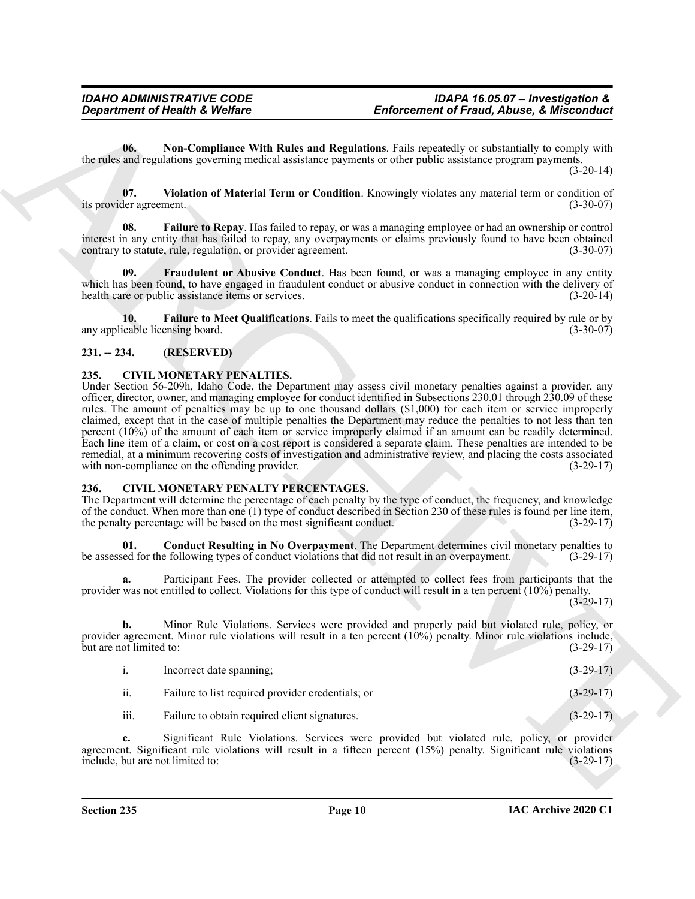**06. Non-Compliance With Rules and Regulations**. Fails repeatedly or substantially to comply with the rules and regulations governing medical assistance payments or other public assistance program payments. (3-20-14)

**07. Violation of Material Term or Condition**. Knowingly violates any material term or condition of its provider agreement. (3-30-07)

**08. Failure to Repay**. Has failed to repay, or was a managing employee or had an ownership or control interest in any entity that has failed to repay, any overpayments or claims previously found to have been obtained contrary to statute, rule, regulation, or provider agreement. (3-30-07)

**09. Fraudulent or Abusive Conduct**. Has been found, or was a managing employee in any entity which has been found, to have engaged in fraudulent conduct or abusive conduct in connection with the delivery of health care or public assistance items or services. (3-20-14)

**10. Failure to Meet Qualifications**. Fails to meet the qualifications specifically required by rule or by any applicable licensing board. (3-30-07)

## 231. -- 234. (RESERVED)

## 235. CIVIL MONETARY PENALTIES.

Under Section 56-209h, Idaho Code, the Department may assess civil monetary penalties against a provider, any officer, director, owner, and managing employee for conduct identified in Subsections 230.01 through 230.09 of these rules. The amount of penalties may be up to one thousand dollars ($1,000) for each item or service improperly claimed, except that in the case of multiple penalties the Department may reduce the penalties to not less than ten percent (10%) of the amount of each item or service improperly claimed if an amount can be readily determined. Each line item of a claim, or cost on a cost report is considered a separate claim. These penalties are intended to be remedial, at a minimum recovering costs of investigation and administrative review, and placing the costs associated with non-compliance on the offending provider. (3-29-17)

## 236. CIVIL MONETARY PENALTY PERCENTAGES.

The Department will determine the percentage of each penalty by the type of conduct, the frequency, and knowledge of the conduct. When more than one (1) type of conduct described in Section 230 of these rules is found per line item, the penalty percentage will be based on the most significant conduct. (3-29-17)

**01. Conduct Resulting in No Overpayment**. The Department determines civil monetary penalties to be assessed for the following types of conduct violations that did not result in an overpayment. (3-29-17)

**a.** Participant Fees. The provider collected or attempted to collect fees from participants that the provider was not entitled to collect. Violations for this type of conduct will result in a ten percent (10%) penalty. (3-29-17)

**b.** Minor Rule Violations. Services were provided and properly paid but violated rule, policy, or provider agreement. Minor rule violations will result in a ten percent (10%) penalty. Minor rule violations include, but are not limited to: (3-29-17)

i. Incorrect date spanning; (3-29-17)

ii. Failure to list required provider credentials; or (3-29-17)

iii. Failure to obtain required client signatures. (3-29-17)

**c.** Significant Rule Violations. Services were provided but violated rule, policy, or provider agreement. Significant rule violations will result in a fifteen percent (15%) penalty. Significant rule violations include, but are not limited to: (3-29-17)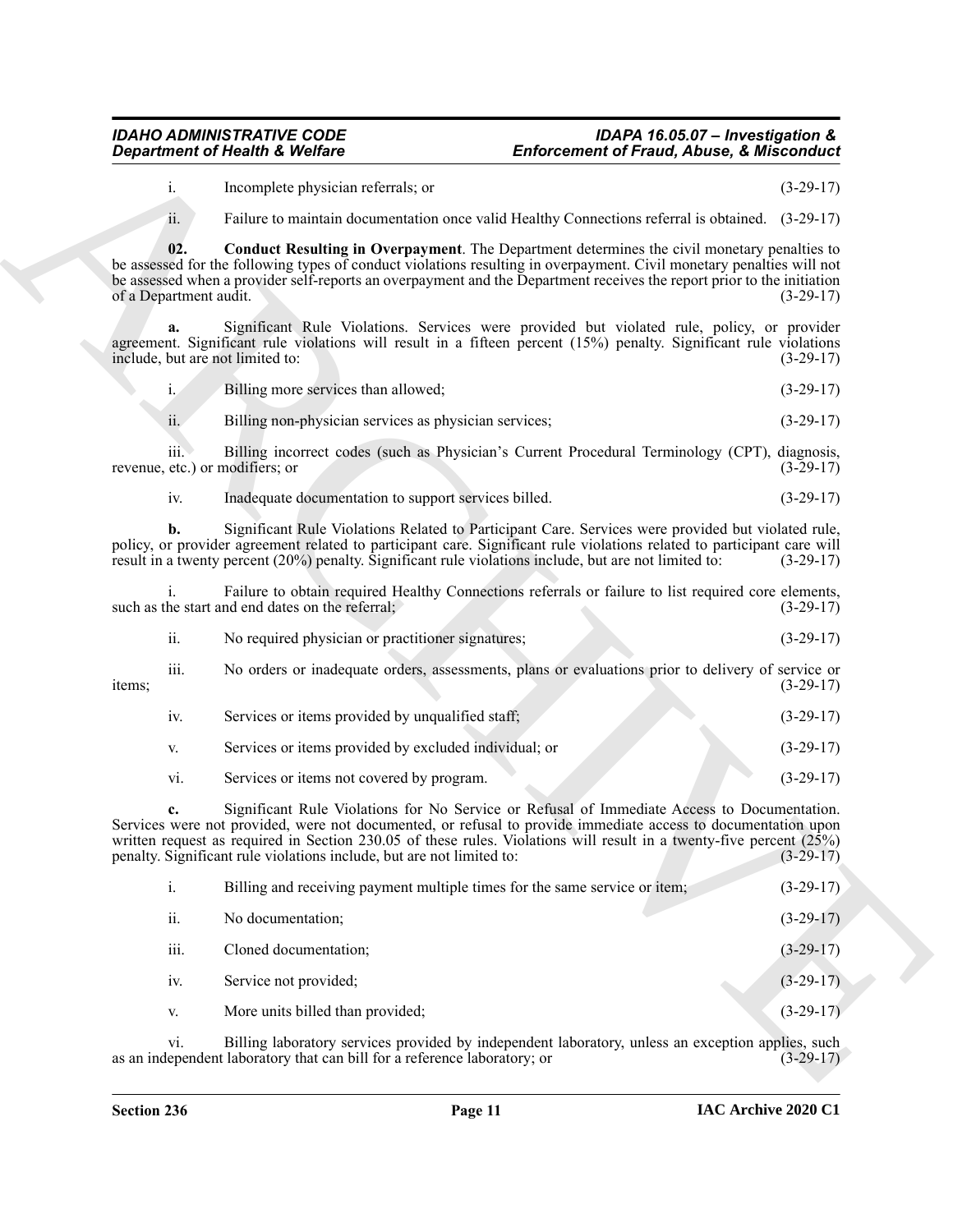i. Incomplete physician referrals; or (3-29-17)

ii. Failure to maintain documentation once valid Healthy Connections referral is obtained. (3-29-17)

**02. Conduct Resulting in Overpayment**. The Department determines the civil monetary penalties to be assessed for the following types of conduct violations resulting in overpayment. Civil monetary penalties will not be assessed when a provider self-reports an overpayment and the Department receives the report prior to the initiation of a Department audit. (3-29-17)

**a.** Significant Rule Violations. Services were provided but violated rule, policy, or provider agreement. Significant rule violations will result in a fifteen percent (15%) penalty. Significant rule violations include, but are not limited to: (3-29-17)

i. Billing more services than allowed; (3-29-17)

ii. Billing non-physician services as physician services; (3-29-17)

iii. Billing incorrect codes (such as Physician's Current Procedural Terminology (CPT), diagnosis, revenue, etc.) or modifiers; or (3-29-17)

iv. Inadequate documentation to support services billed. (3-29-17)

**b.** Significant Rule Violations Related to Participant Care. Services were provided but violated rule, policy, or provider agreement related to participant care. Significant rule violations related to participant care will result in a twenty percent (20%) penalty. Significant rule violations include, but are not limited to: (3-29-17)

i. Failure to obtain required Healthy Connections referrals or failure to list required core elements, such as the start and end dates on the referral; (3-29-17)

ii. No required physician or practitioner signatures; (3-29-17)

iii. No orders or inadequate orders, assessments, plans or evaluations prior to delivery of service or items; (3-29-17)

iv. Services or items provided by unqualified staff; (3-29-17)

v. Services or items provided by excluded individual; or (3-29-17)

vi. Services or items not covered by program. (3-29-17)

**c.** Significant Rule Violations for No Service or Refusal of Immediate Access to Documentation. Services were not provided, were not documented, or refusal to provide immediate access to documentation upon written request as required in Section 230.05 of these rules. Violations will result in a twenty-five percent (25%) penalty. Significant rule violations include, but are not limited to: (3-29-17)

i. Billing and receiving payment multiple times for the same service or item; (3-29-17)

ii. No documentation; (3-29-17)

iii. Cloned documentation; (3-29-17)

iv. Service not provided; (3-29-17)

v. More units billed than provided; (3-29-17)

vi. Billing laboratory services provided by independent laboratory, unless an exception applies, such as an independent laboratory that can bill for a reference laboratory; or (3-29-17)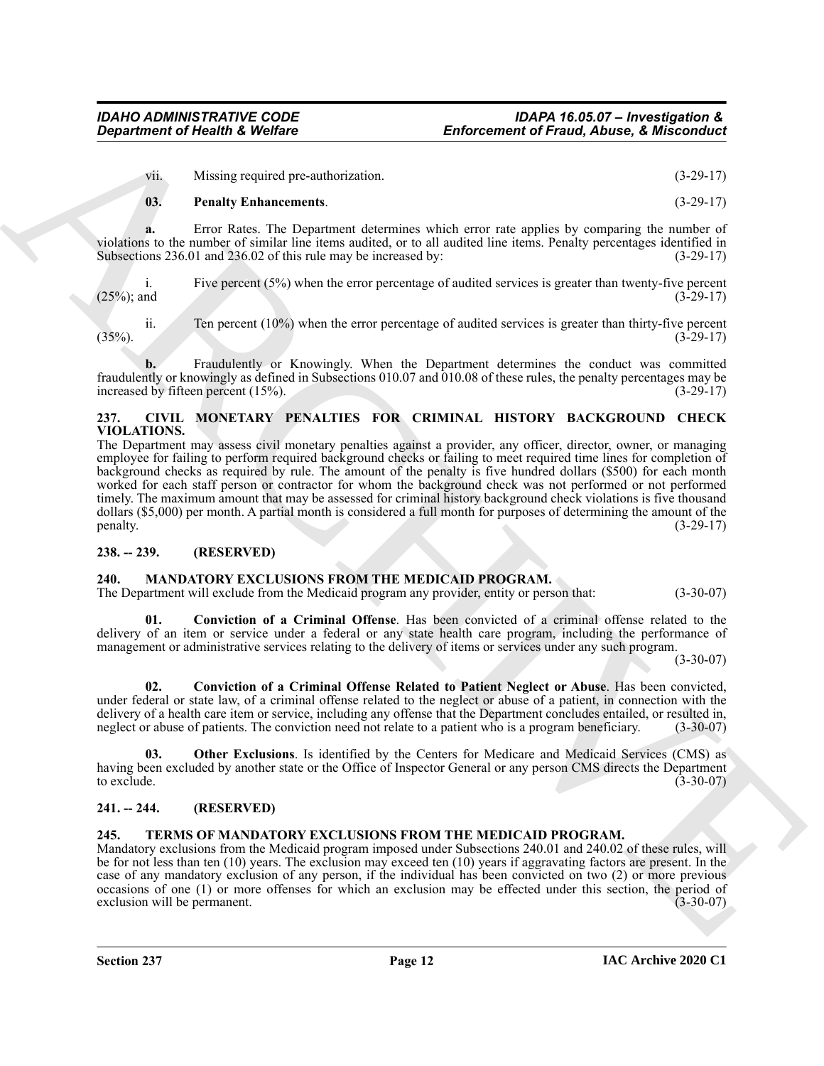vii. Missing required pre-authorization. (3-29-17)

**03. Penalty Enhancements**. (3-29-17)

**a.** Error Rates. The Department determines which error rate applies by comparing the number of violations to the number of similar line items audited, or to all audited line items. Penalty percentages identified in Subsections 236.01 and 236.02 of this rule may be increased by: (3-29-17)

i. Five percent (5%) when the error percentage of audited services is greater than twenty-five percent (25%); and (3-29-17)

ii. Ten percent (10%) when the error percentage of audited services is greater than thirty-five percent (35%). (3-29-17)

**b.** Fraudulently or Knowingly. When the Department determines the conduct was committed fraudulently or knowingly as defined in Subsections 010.07 and 010.08 of these rules, the penalty percentages may be increased by fifteen percent (15%). (3-29-17)

### 237. CIVIL MONETARY PENALTIES FOR CRIMINAL HISTORY BACKGROUND CHECK VIOLATIONS.

The Department may assess civil monetary penalties against a provider, any officer, director, owner, or managing employee for failing to perform required background checks or failing to meet required time lines for completion of background checks as required by rule. The amount of the penalty is five hundred dollars ($500) for each month worked for each staff person or contractor for whom the background check was not performed or not performed timely. The maximum amount that may be assessed for criminal history background check violations is five thousand dollars ($5,000) per month. A partial month is considered a full month for purposes of determining the amount of the penalty. (3-29-17)

### 238. -- 239. (RESERVED)

### 240. MANDATORY EXCLUSIONS FROM THE MEDICAID PROGRAM.

The Department will exclude from the Medicaid program any provider, entity or person that: (3-30-07)

**01. Conviction of a Criminal Offense**. Has been convicted of a criminal offense related to the delivery of an item or service under a federal or any state health care program, including the performance of management or administrative services relating to the delivery of items or services under any such program. (3-30-07)

**02. Conviction of a Criminal Offense Related to Patient Neglect or Abuse**. Has been convicted, under federal or state law, of a criminal offense related to the neglect or abuse of a patient, in connection with the delivery of a health care item or service, including any offense that the Department concludes entailed, or resulted in, neglect or abuse of patients. The conviction need not relate to a patient who is a program beneficiary. (3-30-07)

**03. Other Exclusions**. Is identified by the Centers for Medicare and Medicaid Services (CMS) as having been excluded by another state or the Office of Inspector General or any person CMS directs the Department to exclude. (3-30-07)

### 241. -- 244. (RESERVED)

### 245. TERMS OF MANDATORY EXCLUSIONS FROM THE MEDICAID PROGRAM.

Mandatory exclusions from the Medicaid program imposed under Subsections 240.01 and 240.02 of these rules, will be for not less than ten (10) years. The exclusion may exceed ten (10) years if aggravating factors are present. In the case of any mandatory exclusion of any person, if the individual has been convicted on two (2) or more previous occasions of one (1) or more offenses for which an exclusion may be effected under this section, the period of exclusion will be permanent. (3-30-07)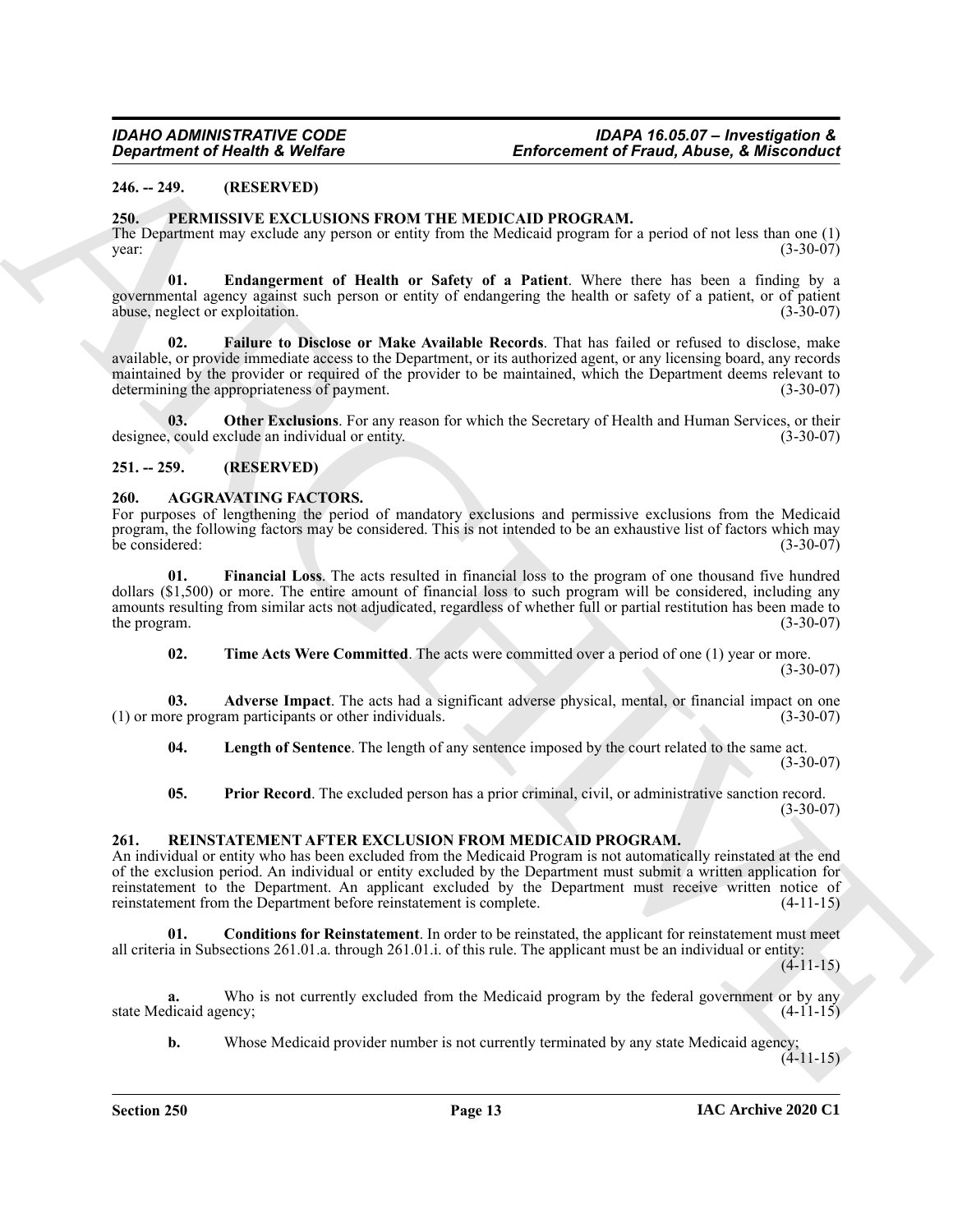## 246. -- 249. (RESERVED)

## 250. PERMISSIVE EXCLUSIONS FROM THE MEDICAID PROGRAM.

The Department may exclude any person or entity from the Medicaid program for a period of not less than one (1) year: (3-30-07)

**01. Endangerment of Health or Safety of a Patient**. Where there has been a finding by a governmental agency against such person or entity of endangering the health or safety of a patient, or of patient abuse, neglect or exploitation. (3-30-07)

**02. Failure to Disclose or Make Available Records**. That has failed or refused to disclose, make available, or provide immediate access to the Department, or its authorized agent, or any licensing board, any records maintained by the provider or required of the provider to be maintained, which the Department deems relevant to determining the appropriateness of payment. (3-30-07)

**03. Other Exclusions**. For any reason for which the Secretary of Health and Human Services, or their designee, could exclude an individual or entity. (3-30-07)

## 251. -- 259. (RESERVED)

## 260. AGGRAVATING FACTORS.

For purposes of lengthening the period of mandatory exclusions and permissive exclusions from the Medicaid program, the following factors may be considered. This is not intended to be an exhaustive list of factors which may be considered: (3-30-07)

**01. Financial Loss**. The acts resulted in financial loss to the program of one thousand five hundred dollars ($1,500) or more. The entire amount of financial loss to such program will be considered, including any amounts resulting from similar acts not adjudicated, regardless of whether full or partial restitution has been made to the program. (3-30-07)

**02. Time Acts Were Committed**. The acts were committed over a period of one (1) year or more. (3-30-07)

**03. Adverse Impact**. The acts had a significant adverse physical, mental, or financial impact on one (1) or more program participants or other individuals. (3-30-07)

**04. Length of Sentence**. The length of any sentence imposed by the court related to the same act. (3-30-07)

**05. Prior Record**. The excluded person has a prior criminal, civil, or administrative sanction record. (3-30-07)

## 261. REINSTATEMENT AFTER EXCLUSION FROM MEDICAID PROGRAM.

An individual or entity who has been excluded from the Medicaid Program is not automatically reinstated at the end of the exclusion period. An individual or entity excluded by the Department must submit a written application for reinstatement to the Department. An applicant excluded by the Department must receive written notice of reinstatement from the Department before reinstatement is complete. (4-11-15)

**01. Conditions for Reinstatement**. In order to be reinstated, the applicant for reinstatement must meet all criteria in Subsections 261.01.a. through 261.01.i. of this rule. The applicant must be an individual or entity: (4-11-15)

**a.** Who is not currently excluded from the Medicaid program by the federal government or by any state Medicaid agency; (4-11-15)

**b.** Whose Medicaid provider number is not currently terminated by any state Medicaid agency; (4-11-15)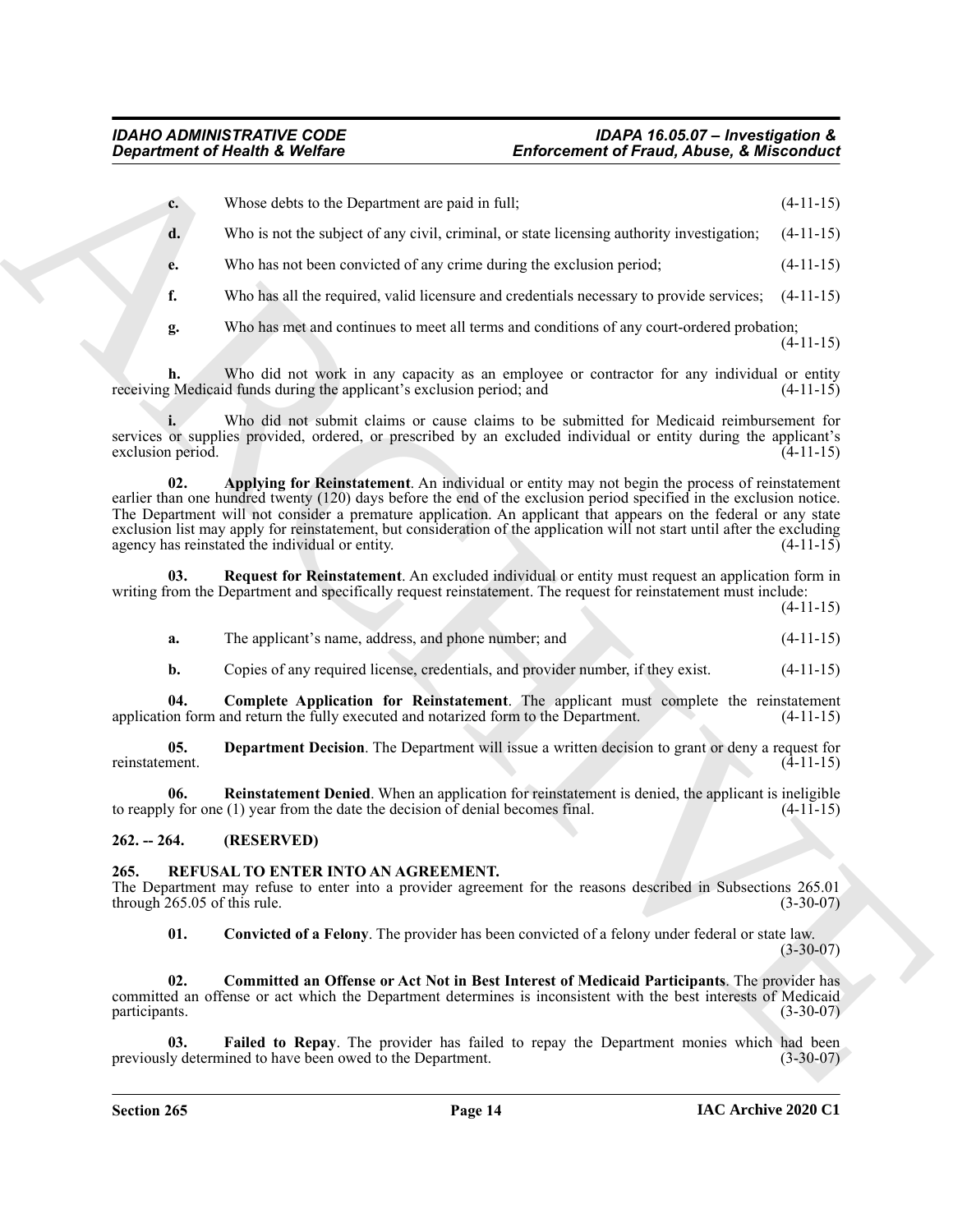c. Whose debts to the Department are paid in full; (4-11-15)

d. Who is not the subject of any civil, criminal, or state licensing authority investigation; (4-11-15)

e. Who has not been convicted of any crime during the exclusion period; (4-11-15)

f. Who has all the required, valid licensure and credentials necessary to provide services; (4-11-15)

g. Who has met and continues to meet all terms and conditions of any court-ordered probation; (4-11-15)

h. Who did not work in any capacity as an employee or contractor for any individual or entity receiving Medicaid funds during the applicant's exclusion period; and (4-11-15)

i. Who did not submit claims or cause claims to be submitted for Medicaid reimbursement for services or supplies provided, ordered, or prescribed by an excluded individual or entity during the applicant's exclusion period. (4-11-15)

**02. Applying for Reinstatement**. An individual or entity may not begin the process of reinstatement earlier than one hundred twenty (120) days before the end of the exclusion period specified in the exclusion notice. The Department will not consider a premature application. An applicant that appears on the federal or any state exclusion list may apply for reinstatement, but consideration of the application will not start until after the excluding agency has reinstated the individual or entity. (4-11-15)

**03. Request for Reinstatement**. An excluded individual or entity must request an application form in writing from the Department and specifically request reinstatement. The request for reinstatement must include: (4-11-15)

a. The applicant's name, address, and phone number; and (4-11-15)

b. Copies of any required license, credentials, and provider number, if they exist. (4-11-15)

**04. Complete Application for Reinstatement**. The applicant must complete the reinstatement application form and return the fully executed and notarized form to the Department. (4-11-15)

**05. Department Decision**. The Department will issue a written decision to grant or deny a request for reinstatement. (4-11-15)

**06. Reinstatement Denied**. When an application for reinstatement is denied, the applicant is ineligible to reapply for one (1) year from the date the decision of denial becomes final. (4-11-15)

## 262. -- 264. (RESERVED)

## 265. REFUSAL TO ENTER INTO AN AGREEMENT.

The Department may refuse to enter into a provider agreement for the reasons described in Subsections 265.01 through 265.05 of this rule. (3-30-07)

**01. Convicted of a Felony**. The provider has been convicted of a felony under federal or state law. (3-30-07)

**02. Committed an Offense or Act Not in Best Interest of Medicaid Participants**. The provider has committed an offense or act which the Department determines is inconsistent with the best interests of Medicaid participants. (3-30-07)

**03. Failed to Repay**. The provider has failed to repay the Department monies which had been previously determined to have been owed to the Department. (3-30-07)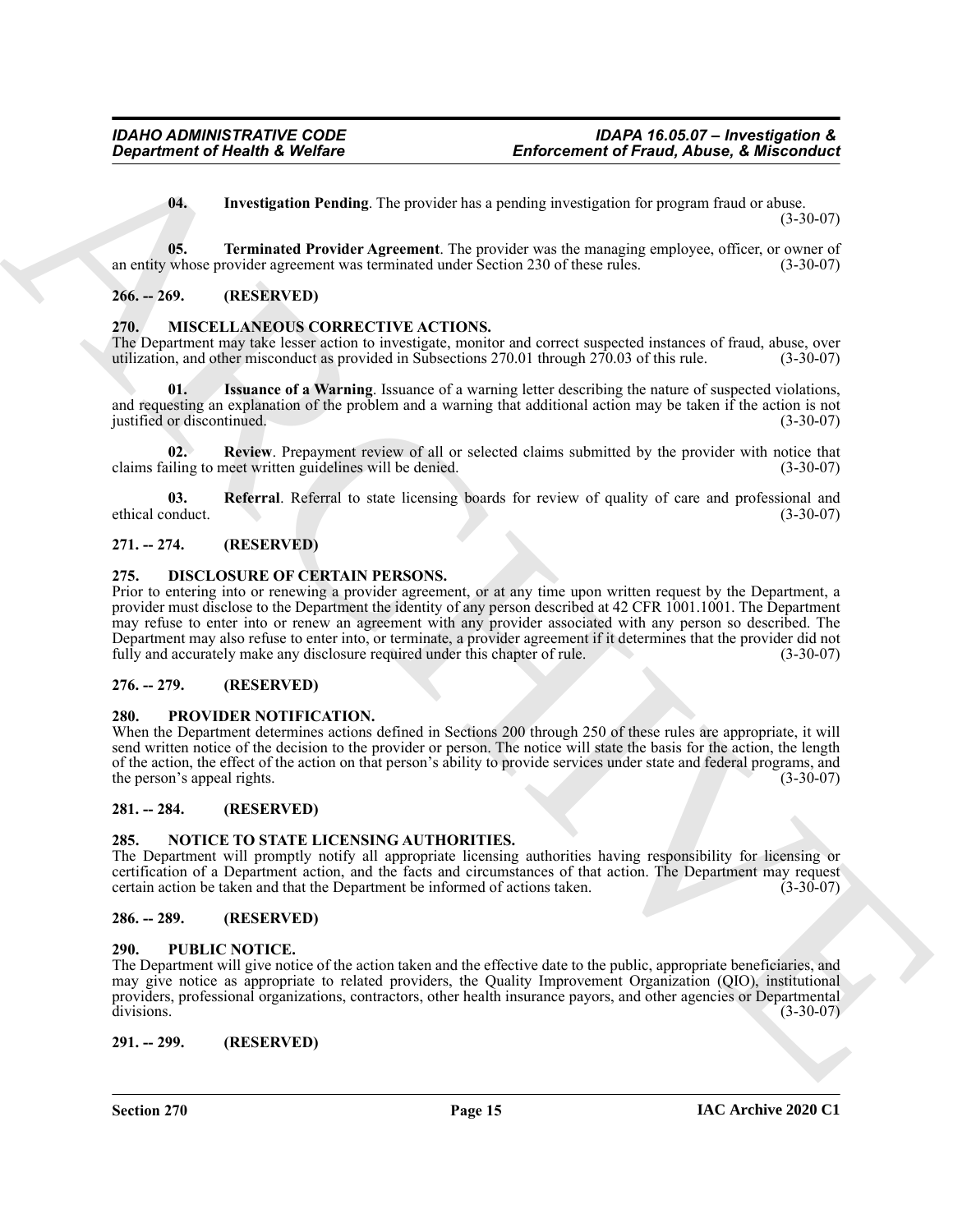**04. Investigation Pending**. The provider has a pending investigation for program fraud or abuse. (3-30-07)

**05. Terminated Provider Agreement**. The provider was the managing employee, officer, or owner of an entity whose provider agreement was terminated under Section 230 of these rules. (3-30-07)

## 266. -- 269. (RESERVED)

## 270. MISCELLANEOUS CORRECTIVE ACTIONS.

The Department may take lesser action to investigate, monitor and correct suspected instances of fraud, abuse, over utilization, and other misconduct as provided in Subsections 270.01 through 270.03 of this rule. (3-30-07)

**01. Issuance of a Warning**. Issuance of a warning letter describing the nature of suspected violations, and requesting an explanation of the problem and a warning that additional action may be taken if the action is not justified or discontinued. (3-30-07)

**02. Review**. Prepayment review of all or selected claims submitted by the provider with notice that claims failing to meet written guidelines will be denied. (3-30-07)

**03. Referral**. Referral to state licensing boards for review of quality of care and professional and ethical conduct. (3-30-07)

## 271. -- 274. (RESERVED)

## 275. DISCLOSURE OF CERTAIN PERSONS.

Prior to entering into or renewing a provider agreement, or at any time upon written request by the Department, a provider must disclose to the Department the identity of any person described at 42 CFR 1001.1001. The Department may refuse to enter into or renew an agreement with any provider associated with any person so described. The Department may also refuse to enter into, or terminate, a provider agreement if it determines that the provider did not fully and accurately make any disclosure required under this chapter of rule. (3-30-07)

## 276. -- 279. (RESERVED)

## 280. PROVIDER NOTIFICATION.

When the Department determines actions defined in Sections 200 through 250 of these rules are appropriate, it will send written notice of the decision to the provider or person. The notice will state the basis for the action, the length of the action, the effect of the action on that person's ability to provide services under state and federal programs, and the person's appeal rights. (3-30-07)

## 281. -- 284. (RESERVED)

## 285. NOTICE TO STATE LICENSING AUTHORITIES.

The Department will promptly notify all appropriate licensing authorities having responsibility for licensing or certification of a Department action, and the facts and circumstances of that action. The Department may request certain action be taken and that the Department be informed of actions taken. (3-30-07)

## 286. -- 289. (RESERVED)

## 290. PUBLIC NOTICE.

The Department will give notice of the action taken and the effective date to the public, appropriate beneficiaries, and may give notice as appropriate to related providers, the Quality Improvement Organization (QIO), institutional providers, professional organizations, contractors, other health insurance payors, and other agencies or Departmental divisions. (3-30-07)

## 291. -- 299. (RESERVED)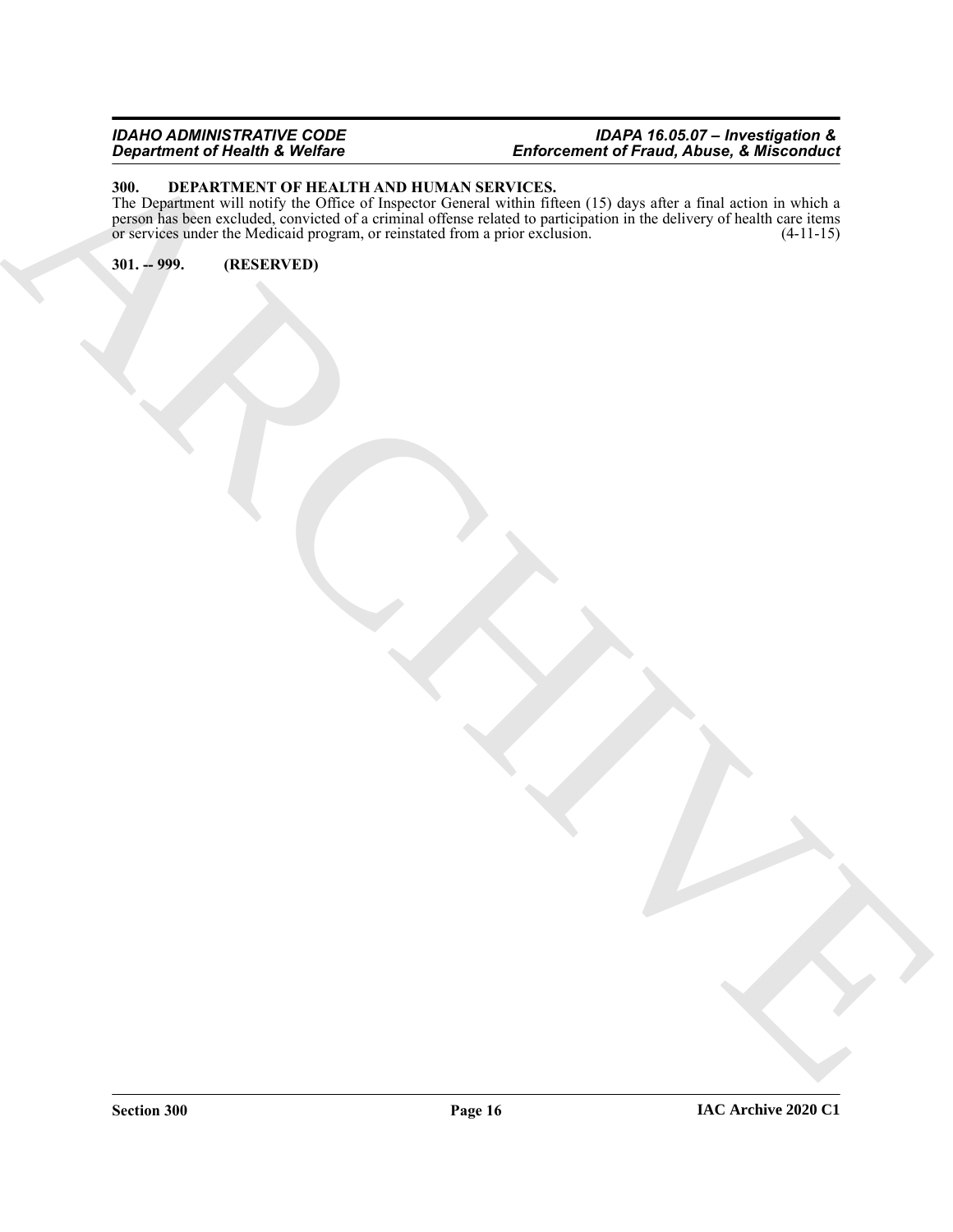## 300. DEPARTMENT OF HEALTH AND HUMAN SERVICES.

The Department will notify the Office of Inspector General within fifteen (15) days after a final action in which a person has been excluded, convicted of a criminal offense related to participation in the delivery of health care items or services under the Medicaid program, or reinstated from a prior exclusion. (4-11-15)

## 301. -- 999. (RESERVED)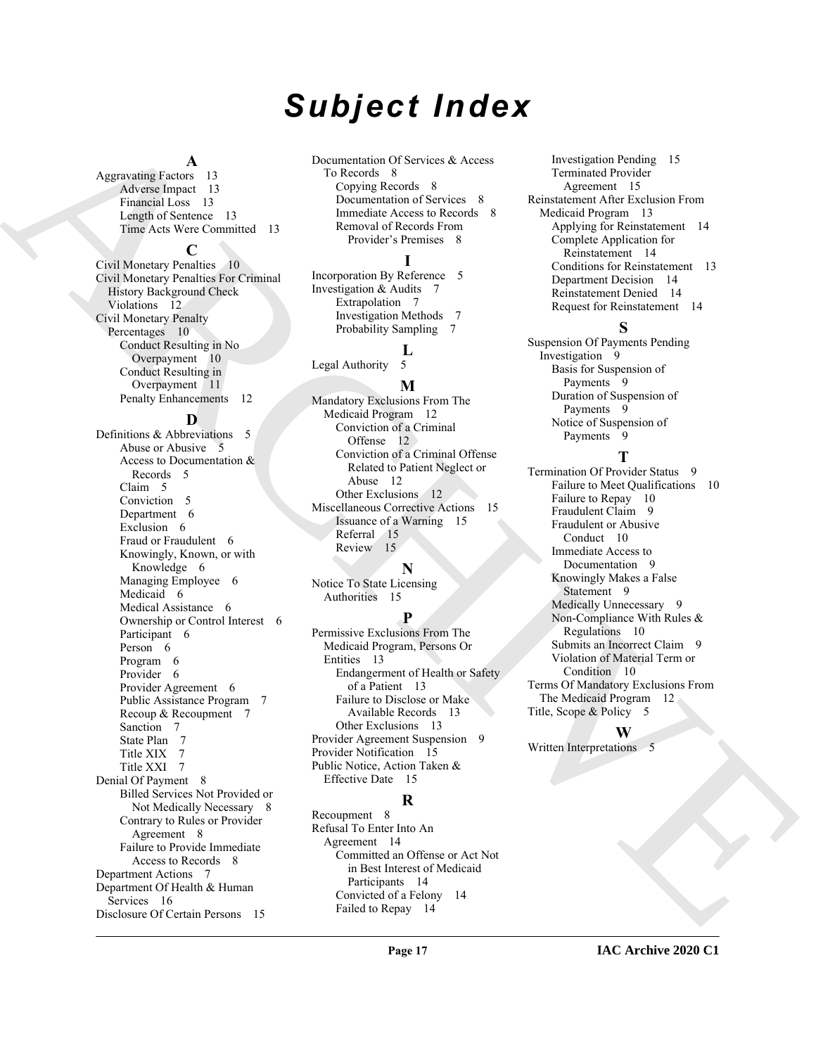# Subject Index

**A**

Aggravating Factors 13
- Adverse Impact 13
- Financial Loss 13
- Length of Sentence 13
- Time Acts Were Committed 13

**C**

Civil Monetary Penalties 10

Civil Monetary Penalties For Criminal History Background Check Violations 12

Civil Monetary Penalty Percentages 10
- Conduct Resulting in No Overpayment 10
- Conduct Resulting in Overpayment 11
- Penalty Enhancements 12

**D**

Definitions & Abbreviations 5
- Abuse or Abusive 5
- Access to Documentation & Records 5
- Claim 5
- Conviction 5
- Department 6
- Exclusion 6
- Fraud or Fraudulent 6
- Knowingly, Known, or with Knowledge 6
- Managing Employee 6
- Medicaid 6
- Medical Assistance 6
- Ownership or Control Interest 6
- Participant 6
- Person 6
- Program 6
- Provider 6
- Provider Agreement 6
- Public Assistance Program 7
- Recoup & Recoupment 7
- Sanction 7
- State Plan 7
- Title XIX 7
- Title XXI 7

Denial Of Payment 8
- Billed Services Not Provided or Not Medically Necessary 8
- Contrary to Rules or Provider Agreement 8
- Failure to Provide Immediate Access to Records 8

Department Actions 7

Department Of Health & Human Services 16

Disclosure Of Certain Persons 15

Documentation Of Services & Access To Records 8
- Copying Records 8
- Documentation of Services 8
- Immediate Access to Records 8
- Removal of Records From Provider's Premises 8

**I**

Incorporation By Reference 5

Investigation & Audits 7
- Extrapolation 7
- Investigation Methods 7
- Probability Sampling 7

**L**

Legal Authority 5

**M**

Mandatory Exclusions From The Medicaid Program 12
- Conviction of a Criminal Offense 12
- Conviction of a Criminal Offense Related to Patient Neglect or Abuse 12
- Other Exclusions 12

Miscellaneous Corrective Actions 15
- Issuance of a Warning 15
- Referral 15
- Review 15

**N**

Notice To State Licensing Authorities 15

**P**

Permissive Exclusions From The Medicaid Program, Persons Or Entities 13
- Endangerment of Health or Safety of a Patient 13
- Failure to Disclose or Make Available Records 13
- Other Exclusions 13

Provider Agreement Suspension 9

Provider Notification 15

Public Notice, Action Taken & Effective Date 15

**R**

Recoupment 8

Refusal To Enter Into An Agreement 14
- Committed an Offense or Act Not in Best Interest of Medicaid Participants 14
- Convicted of a Felony 14
- Failed to Repay 14
- Investigation Pending 15
- Terminated Provider Agreement 15

Reinstatement After Exclusion From Medicaid Program 13
- Applying for Reinstatement 14
- Complete Application for Reinstatement 14
- Conditions for Reinstatement 13
- Department Decision 14
- Reinstatement Denied 14
- Request for Reinstatement 14

**S**

Suspension Of Payments Pending Investigation 9
- Basis for Suspension of Payments 9
- Duration of Suspension of Payments 9
- Notice of Suspension of Payments 9

**T**

Termination Of Provider Status 9
- Failure to Meet Qualifications 10
- Failure to Repay 10
- Fraudulent Claim 9
- Fraudulent or Abusive Conduct 10
- Immediate Access to Documentation 9
- Knowingly Makes a False Statement 9
- Medically Unnecessary 9
- Non-Compliance With Rules & Regulations 10
- Submits an Incorrect Claim 9
- Violation of Material Term or Condition 10

Terms Of Mandatory Exclusions From The Medicaid Program 12

Title, Scope & Policy 5

**W**

Written Interpretations 5